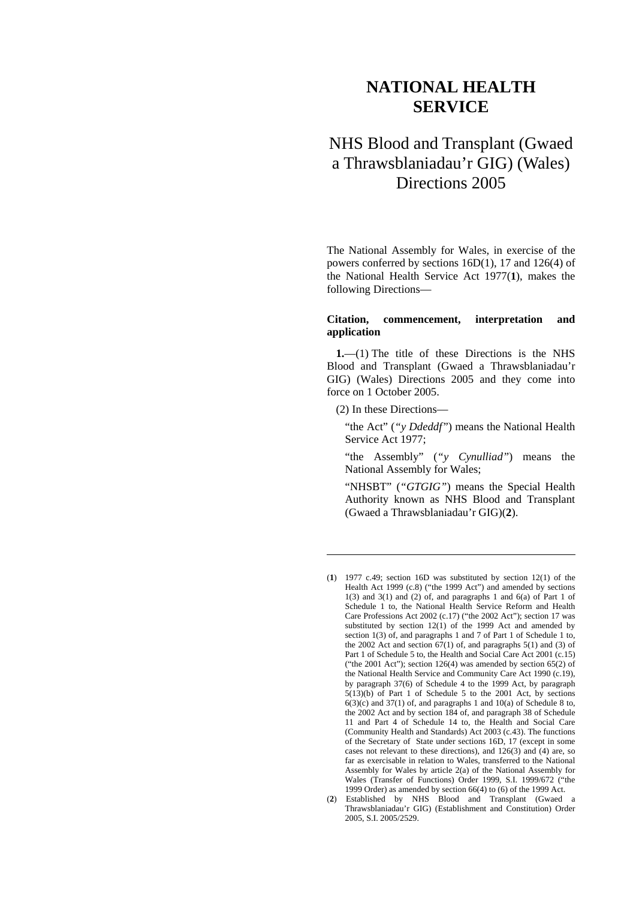# NATIONAL HEALTH SERVICE

## NHS Blood and Transplant (Gwaed a Thrawsblaniadau'r GIG) (Wales) Directions 2005

The National Assembly for Wales, in exercise of the powers conferred by sections 16D(1), 17 and 126(4) of the National Health Service Act 1977(**1**), makes the following Directions—

### Citation, commencement, interpretation and application

**1.**—(1) The title of these Directions is the NHS Blood and Transplant (Gwaed a Thrawsblaniadau'r GIG) (Wales) Directions 2005 and they come into force on 1 October 2005.

(2) In these Directions—

"the Act" (*"y Ddeddf"*) means the National Health Service Act 1977;

"the Assembly" (*"y Cynulliad"*) means the National Assembly for Wales;

"NHSBT" (*"GTGIG"*) means the Special Health Authority known as NHS Blood and Transplant (Gwaed a Thrawsblaniadau'r GIG)(**2**).

---

(**1**) 1977 c.49; section 16D was substituted by section 12(1) of the Health Act 1999 (c.8) ("the 1999 Act") and amended by sections 1(3) and 3(1) and (2) of, and paragraphs 1 and 6(a) of Part 1 of Schedule 1 to, the National Health Service Reform and Health Care Professions Act 2002 (c.17) ("the 2002 Act"); section 17 was substituted by section 12(1) of the 1999 Act and amended by section 1(3) of, and paragraphs 1 and 7 of Part 1 of Schedule 1 to, the 2002 Act and section 67(1) of, and paragraphs 5(1) and (3) of Part 1 of Schedule 5 to, the Health and Social Care Act 2001 (c.15) ("the 2001 Act"); section 126(4) was amended by section 65(2) of the National Health Service and Community Care Act 1990 (c.19), by paragraph 37(6) of Schedule 4 to the 1999 Act, by paragraph 5(13)(b) of Part 1 of Schedule 5 to the 2001 Act, by sections 6(3)(c) and 37(1) of, and paragraphs 1 and 10(a) of Schedule 8 to, the 2002 Act and by section 184 of, and paragraph 38 of Schedule 11 and Part 4 of Schedule 14 to, the Health and Social Care (Community Health and Standards) Act 2003 (c.43). The functions of the Secretary of State under sections 16D, 17 (except in some cases not relevant to these directions), and 126(3) and (4) are, so far as exercisable in relation to Wales, transferred to the National Assembly for Wales by article 2(a) of the National Assembly for Wales (Transfer of Functions) Order 1999, S.I. 1999/672 ("the 1999 Order) as amended by section 66(4) to (6) of the 1999 Act.

(**2**) Established by NHS Blood and Transplant (Gwaed a Thrawsblaniadau'r GIG) (Establishment and Constitution) Order 2005, S.I. 2005/2529.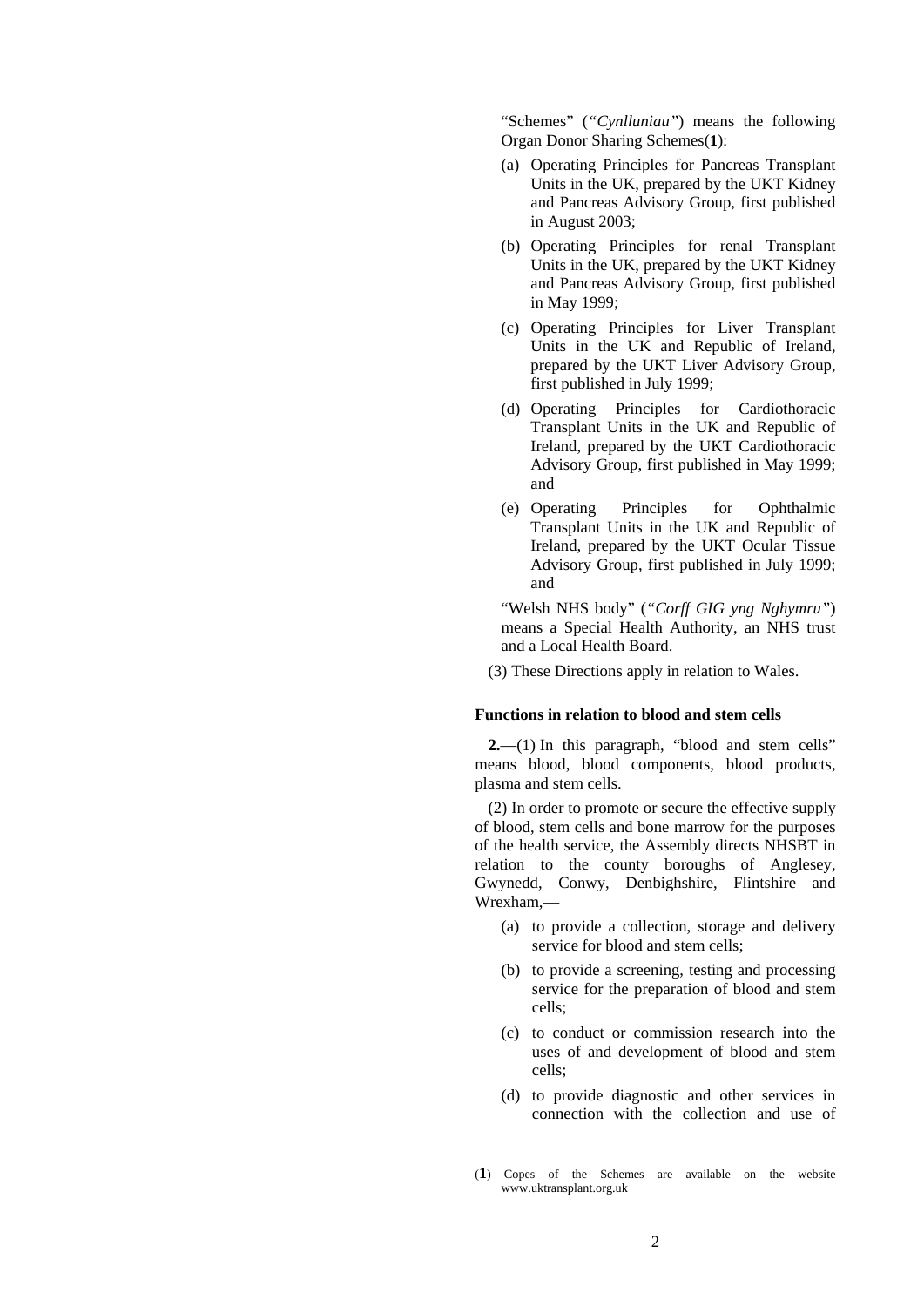"Schemes" (*"Cynlluniau"*) means the following Organ Donor Sharing Schemes(**1**):

- (a) Operating Principles for Pancreas Transplant Units in the UK, prepared by the UKT Kidney and Pancreas Advisory Group, first published in August 2003;
- (b) Operating Principles for renal Transplant Units in the UK, prepared by the UKT Kidney and Pancreas Advisory Group, first published in May 1999;
- (c) Operating Principles for Liver Transplant Units in the UK and Republic of Ireland, prepared by the UKT Liver Advisory Group, first published in July 1999;
- (d) Operating Principles for Cardiothoracic Transplant Units in the UK and Republic of Ireland, prepared by the UKT Cardiothoracic Advisory Group, first published in May 1999; and
- (e) Operating Principles for Ophthalmic Transplant Units in the UK and Republic of Ireland, prepared by the UKT Ocular Tissue Advisory Group, first published in July 1999; and

"Welsh NHS body" (*"Corff GIG yng Nghymru"*) means a Special Health Authority, an NHS trust and a Local Health Board.

(3) These Directions apply in relation to Wales.

**Functions in relation to blood and stem cells**

**2.**—(1) In this paragraph, "blood and stem cells" means blood, blood components, blood products, plasma and stem cells.

(2) In order to promote or secure the effective supply of blood, stem cells and bone marrow for the purposes of the health service, the Assembly directs NHSBT in relation to the county boroughs of Anglesey, Gwynedd, Conwy, Denbighshire, Flintshire and Wrexham,—

- (a) to provide a collection, storage and delivery service for blood and stem cells;
- (b) to provide a screening, testing and processing service for the preparation of blood and stem cells;
- (c) to conduct or commission research into the uses of and development of blood and stem cells;
- (d) to provide diagnostic and other services in connection with the collection and use of

---

(**1**) Copes of the Schemes are available on the website www.uktransplant.org.uk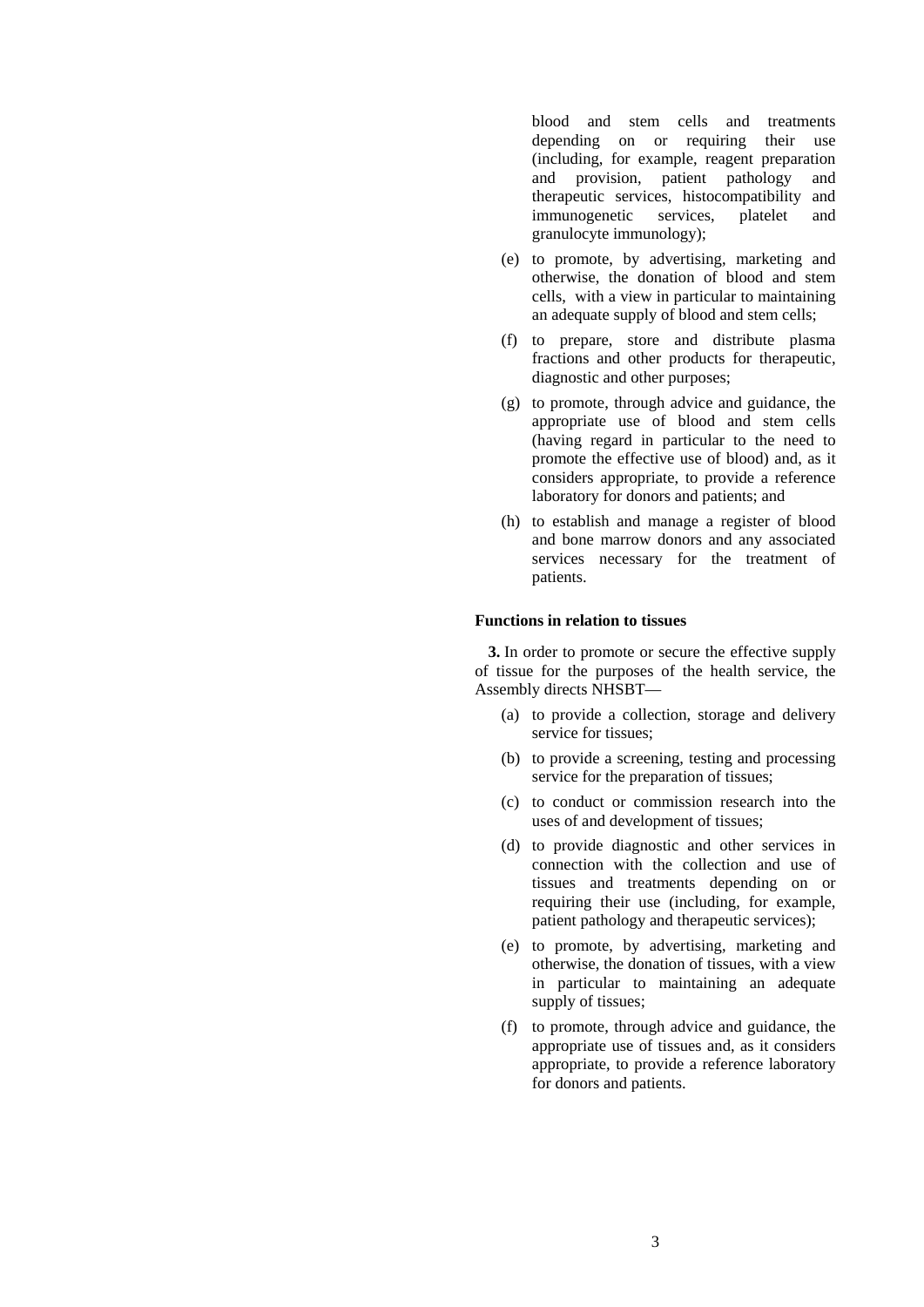blood and stem cells and treatments depending on or requiring their use (including, for example, reagent preparation and provision, patient pathology and therapeutic services, histocompatibility and immunogenetic services, platelet and granulocyte immunology);

(e) to promote, by advertising, marketing and otherwise, the donation of blood and stem cells, with a view in particular to maintaining an adequate supply of blood and stem cells;

(f) to prepare, store and distribute plasma fractions and other products for therapeutic, diagnostic and other purposes;

(g) to promote, through advice and guidance, the appropriate use of blood and stem cells (having regard in particular to the need to promote the effective use of blood) and, as it considers appropriate, to provide a reference laboratory for donors and patients; and

(h) to establish and manage a register of blood and bone marrow donors and any associated services necessary for the treatment of patients.

**Functions in relation to tissues**

**3.** In order to promote or secure the effective supply of tissue for the purposes of the health service, the Assembly directs NHSBT—

(a) to provide a collection, storage and delivery service for tissues;

(b) to provide a screening, testing and processing service for the preparation of tissues;

(c) to conduct or commission research into the uses of and development of tissues;

(d) to provide diagnostic and other services in connection with the collection and use of tissues and treatments depending on or requiring their use (including, for example, patient pathology and therapeutic services);

(e) to promote, by advertising, marketing and otherwise, the donation of tissues, with a view in particular to maintaining an adequate supply of tissues;

(f) to promote, through advice and guidance, the appropriate use of tissues and, as it considers appropriate, to provide a reference laboratory for donors and patients.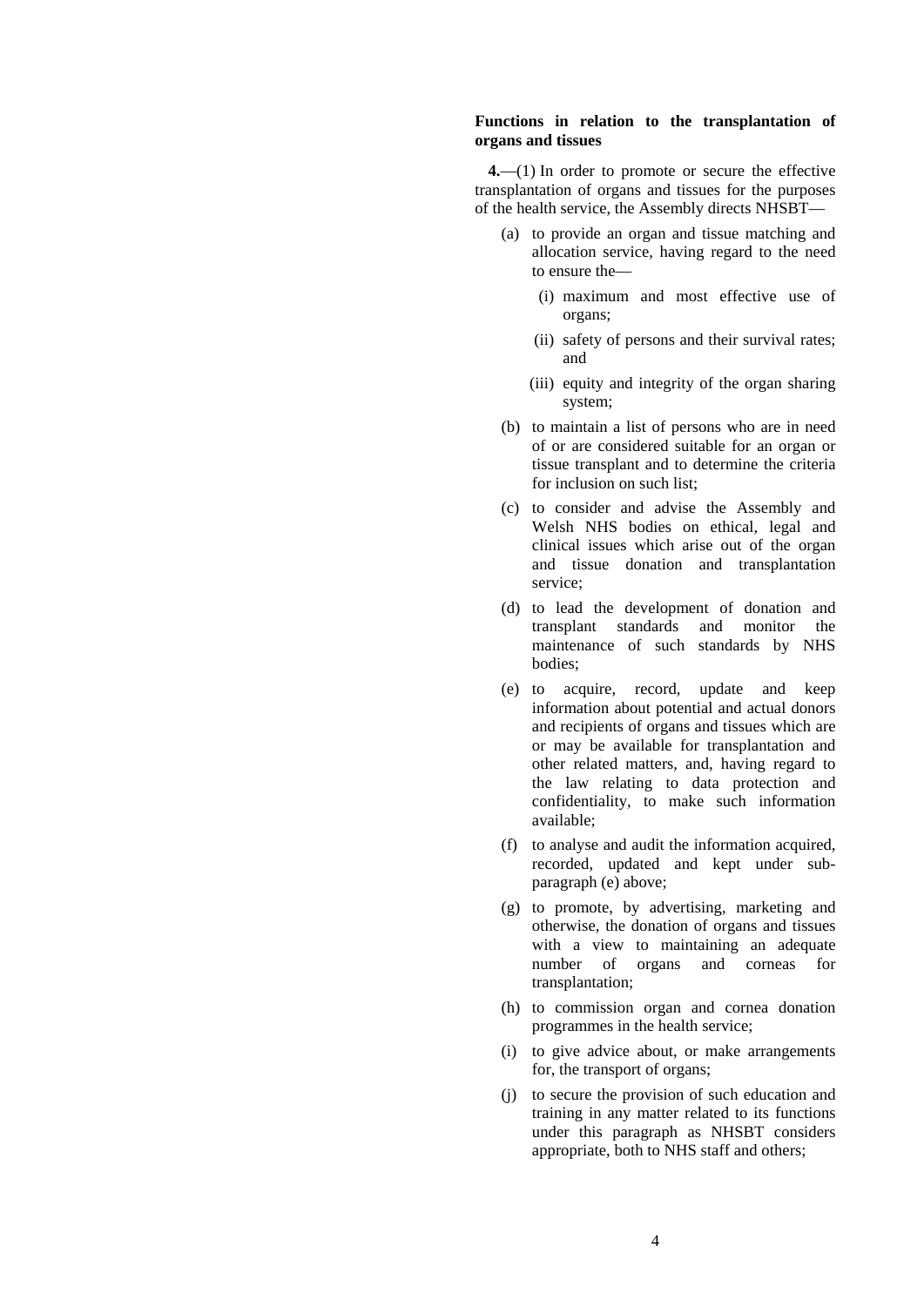**Functions in relation to the transplantation of organs and tissues**

**4.**—(1) In order to promote or secure the effective transplantation of organs and tissues for the purposes of the health service, the Assembly directs NHSBT—

- (a) to provide an organ and tissue matching and allocation service, having regard to the need to ensure the—
  - (i) maximum and most effective use of organs;
  - (ii) safety of persons and their survival rates; and
  - (iii) equity and integrity of the organ sharing system;
- (b) to maintain a list of persons who are in need of or are considered suitable for an organ or tissue transplant and to determine the criteria for inclusion on such list;
- (c) to consider and advise the Assembly and Welsh NHS bodies on ethical, legal and clinical issues which arise out of the organ and tissue donation and transplantation service;
- (d) to lead the development of donation and transplant standards and monitor the maintenance of such standards by NHS bodies;
- (e) to acquire, record, update and keep information about potential and actual donors and recipients of organs and tissues which are or may be available for transplantation and other related matters, and, having regard to the law relating to data protection and confidentiality, to make such information available;
- (f) to analyse and audit the information acquired, recorded, updated and kept under sub-paragraph (e) above;
- (g) to promote, by advertising, marketing and otherwise, the donation of organs and tissues with a view to maintaining an adequate number of organs and corneas for transplantation;
- (h) to commission organ and cornea donation programmes in the health service;
- (i) to give advice about, or make arrangements for, the transport of organs;
- (j) to secure the provision of such education and training in any matter related to its functions under this paragraph as NHSBT considers appropriate, both to NHS staff and others;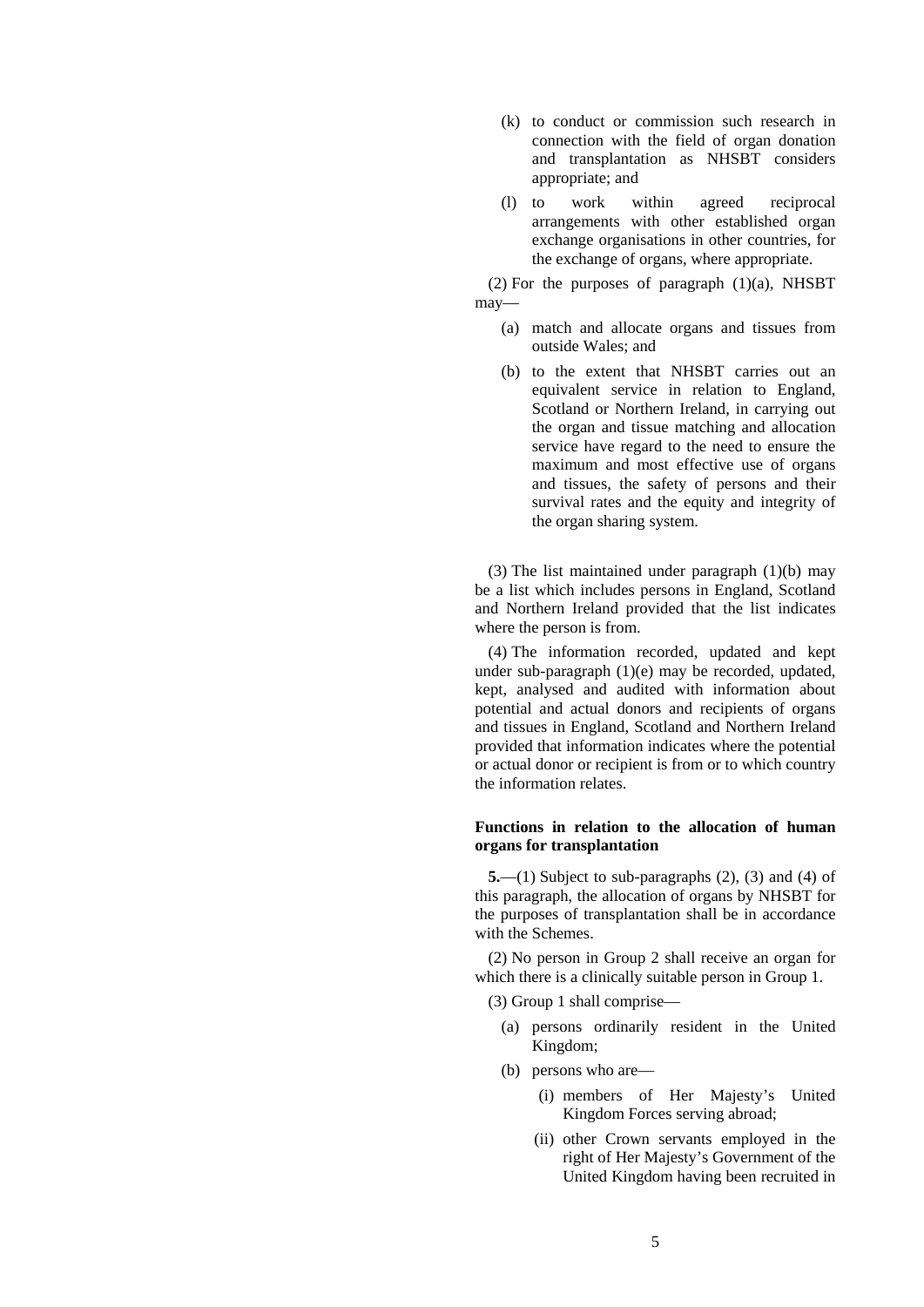(k) to conduct or commission such research in connection with the field of organ donation and transplantation as NHSBT considers appropriate; and

(l) to work within agreed reciprocal arrangements with other established organ exchange organisations in other countries, for the exchange of organs, where appropriate.

(2) For the purposes of paragraph (1)(a), NHSBT may—

(a) match and allocate organs and tissues from outside Wales; and

(b) to the extent that NHSBT carries out an equivalent service in relation to England, Scotland or Northern Ireland, in carrying out the organ and tissue matching and allocation service have regard to the need to ensure the maximum and most effective use of organs and tissues, the safety of persons and their survival rates and the equity and integrity of the organ sharing system.

(3) The list maintained under paragraph (1)(b) may be a list which includes persons in England, Scotland and Northern Ireland provided that the list indicates where the person is from.

(4) The information recorded, updated and kept under sub-paragraph (1)(e) may be recorded, updated, kept, analysed and audited with information about potential and actual donors and recipients of organs and tissues in England, Scotland and Northern Ireland provided that information indicates where the potential or actual donor or recipient is from or to which country the information relates.

**Functions in relation to the allocation of human organs for transplantation**

**5.**—(1) Subject to sub-paragraphs (2), (3) and (4) of this paragraph, the allocation of organs by NHSBT for the purposes of transplantation shall be in accordance with the Schemes.

(2) No person in Group 2 shall receive an organ for which there is a clinically suitable person in Group 1.

(3) Group 1 shall comprise—

(a) persons ordinarily resident in the United Kingdom;

(b) persons who are—

(i) members of Her Majesty's United Kingdom Forces serving abroad;

(ii) other Crown servants employed in the right of Her Majesty's Government of the United Kingdom having been recruited in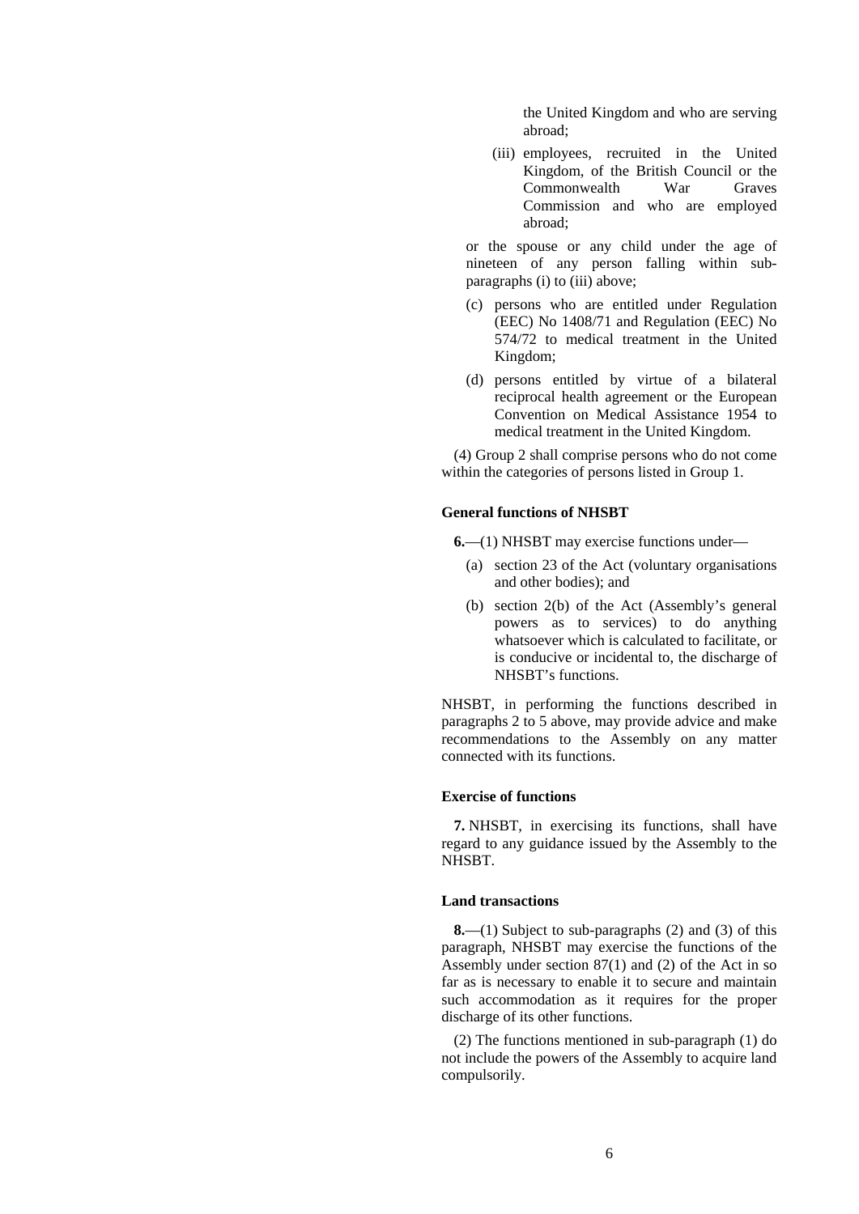the United Kingdom and who are serving abroad;

(iii) employees, recruited in the United Kingdom, of the British Council or the Commonwealth War Graves Commission and who are employed abroad;

or the spouse or any child under the age of nineteen of any person falling within sub-paragraphs (i) to (iii) above;

(c) persons who are entitled under Regulation (EEC) No 1408/71 and Regulation (EEC) No 574/72 to medical treatment in the United Kingdom;

(d) persons entitled by virtue of a bilateral reciprocal health agreement or the European Convention on Medical Assistance 1954 to medical treatment in the United Kingdom.

(4) Group 2 shall comprise persons who do not come within the categories of persons listed in Group 1.

**General functions of NHSBT**

**6.**—(1) NHSBT may exercise functions under—

(a) section 23 of the Act (voluntary organisations and other bodies); and

(b) section 2(b) of the Act (Assembly's general powers as to services) to do anything whatsoever which is calculated to facilitate, or is conducive or incidental to, the discharge of NHSBT's functions.

NHSBT, in performing the functions described in paragraphs 2 to 5 above, may provide advice and make recommendations to the Assembly on any matter connected with its functions.

**Exercise of functions**

**7.** NHSBT, in exercising its functions, shall have regard to any guidance issued by the Assembly to the NHSBT.

**Land transactions**

**8.**—(1) Subject to sub-paragraphs (2) and (3) of this paragraph, NHSBT may exercise the functions of the Assembly under section 87(1) and (2) of the Act in so far as is necessary to enable it to secure and maintain such accommodation as it requires for the proper discharge of its other functions.

(2) The functions mentioned in sub-paragraph (1) do not include the powers of the Assembly to acquire land compulsorily.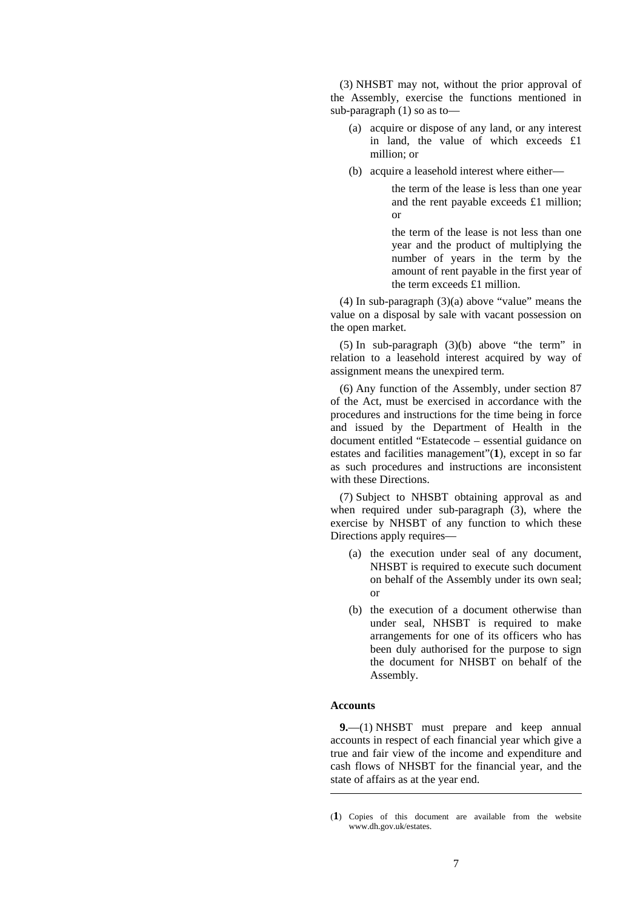(3) NHSBT may not, without the prior approval of the Assembly, exercise the functions mentioned in sub-paragraph (1) so as to—

(a) acquire or dispose of any land, or any interest in land, the value of which exceeds £1 million; or

(b) acquire a leasehold interest where either—

the term of the lease is less than one year and the rent payable exceeds £1 million; or

the term of the lease is not less than one year and the product of multiplying the number of years in the term by the amount of rent payable in the first year of the term exceeds £1 million.

(4) In sub-paragraph (3)(a) above "value" means the value on a disposal by sale with vacant possession on the open market.

(5) In sub-paragraph (3)(b) above "the term" in relation to a leasehold interest acquired by way of assignment means the unexpired term.

(6) Any function of the Assembly, under section 87 of the Act, must be exercised in accordance with the procedures and instructions for the time being in force and issued by the Department of Health in the document entitled "Estatecode – essential guidance on estates and facilities management"(**1**), except in so far as such procedures and instructions are inconsistent with these Directions.

(7) Subject to NHSBT obtaining approval as and when required under sub-paragraph (3), where the exercise by NHSBT of any function to which these Directions apply requires—

(a) the execution under seal of any document, NHSBT is required to execute such document on behalf of the Assembly under its own seal; or

(b) the execution of a document otherwise than under seal, NHSBT is required to make arrangements for one of its officers who has been duly authorised for the purpose to sign the document for NHSBT on behalf of the Assembly.

**Accounts**

**9.**—(1) NHSBT must prepare and keep annual accounts in respect of each financial year which give a true and fair view of the income and expenditure and cash flows of NHSBT for the financial year, and the state of affairs as at the year end.

---

(**1**) Copies of this document are available from the website www.dh.gov.uk/estates.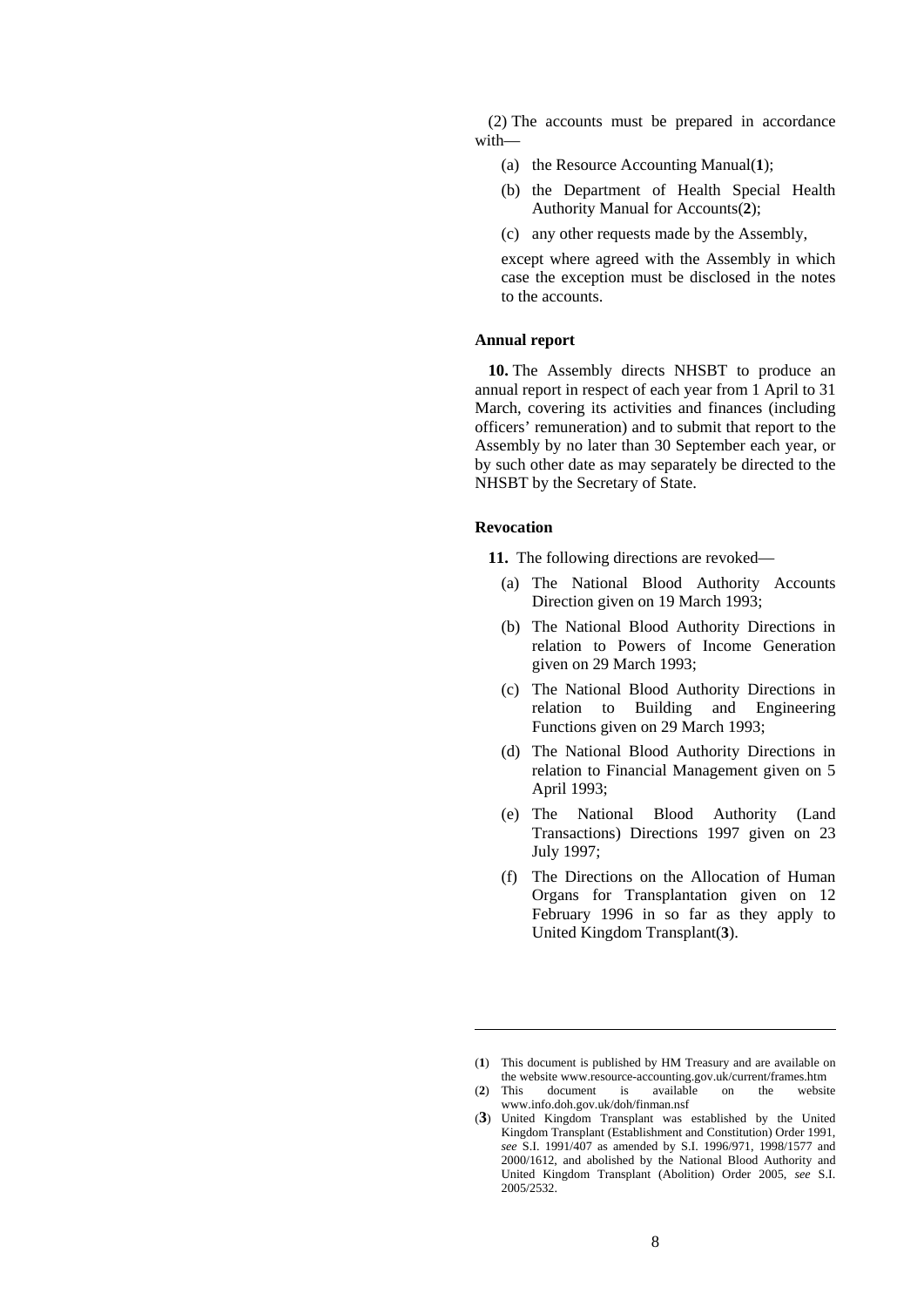(2) The accounts must be prepared in accordance with—

(a) the Resource Accounting Manual([1]);

(b) the Department of Health Special Health Authority Manual for Accounts([2]);

(c) any other requests made by the Assembly,

except where agreed with the Assembly in which case the exception must be disclosed in the notes to the accounts.

**Annual report**

**10.** The Assembly directs NHSBT to produce an annual report in respect of each year from 1 April to 31 March, covering its activities and finances (including officers' remuneration) and to submit that report to the Assembly by no later than 30 September each year, or by such other date as may separately be directed to the NHSBT by the Secretary of State.

**Revocation**

**11.** The following directions are revoked—

(a) The National Blood Authority Accounts Direction given on 19 March 1993;

(b) The National Blood Authority Directions in relation to Powers of Income Generation given on 29 March 1993;

(c) The National Blood Authority Directions in relation to Building and Engineering Functions given on 29 March 1993;

(d) The National Blood Authority Directions in relation to Financial Management given on 5 April 1993;

(e) The National Blood Authority (Land Transactions) Directions 1997 given on 23 July 1997;

(f) The Directions on the Allocation of Human Organs for Transplantation given on 12 February 1996 in so far as they apply to United Kingdom Transplant([3]).

---

([1]) This document is published by HM Treasury and are available on the website www.resource-accounting.gov.uk/current/frames.htm

([2]) This document is available on the website www.info.doh.gov.uk/doh/finman.nsf

([3]) United Kingdom Transplant was established by the United Kingdom Transplant (Establishment and Constitution) Order 1991, *see* S.I. 1991/407 as amended by S.I. 1996/971, 1998/1577 and 2000/1612, and abolished by the National Blood Authority and United Kingdom Transplant (Abolition) Order 2005, *see* S.I. 2005/2532.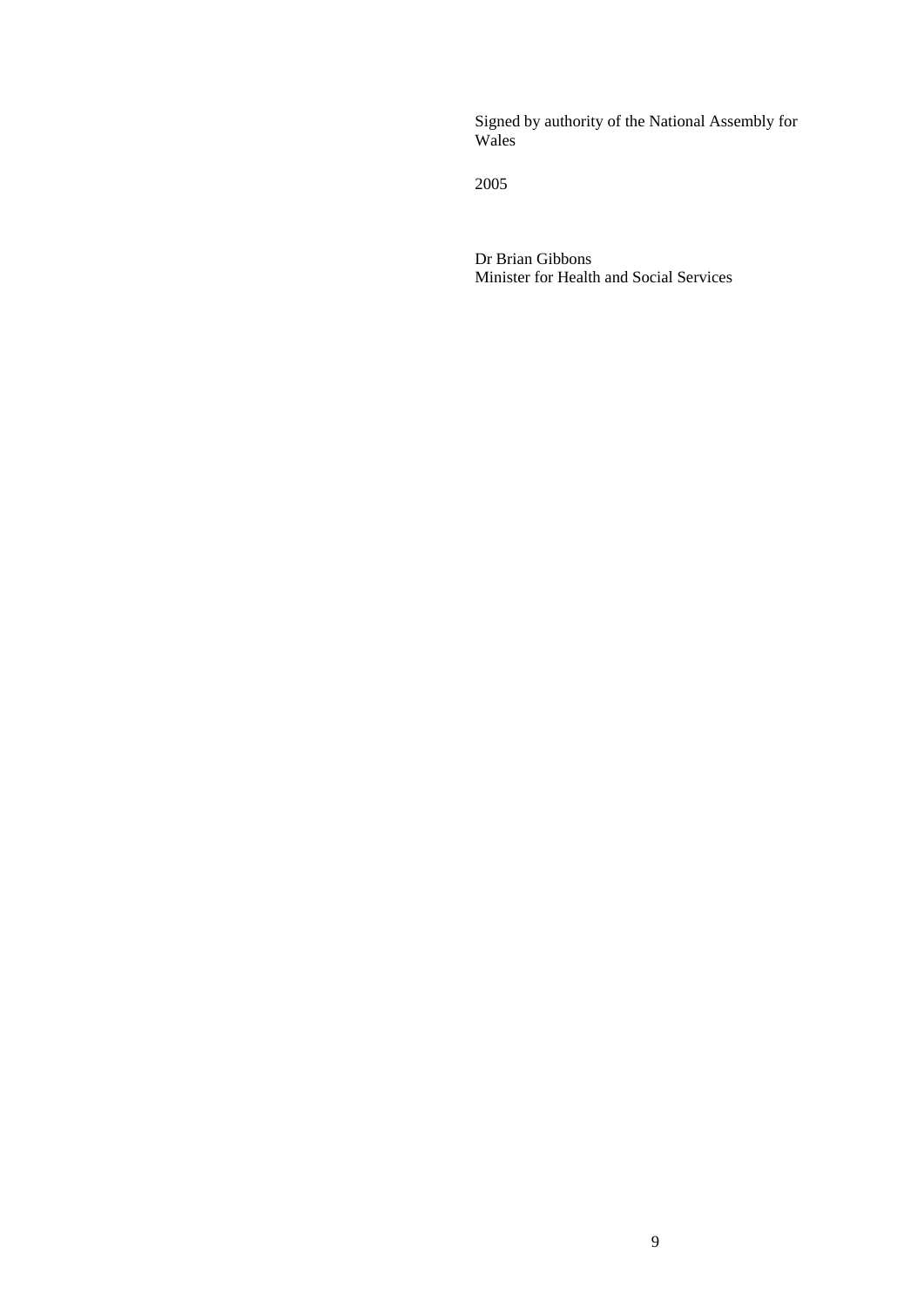Signed by authority of the National Assembly for Wales

2005

Dr Brian Gibbons
Minister for Health and Social Services